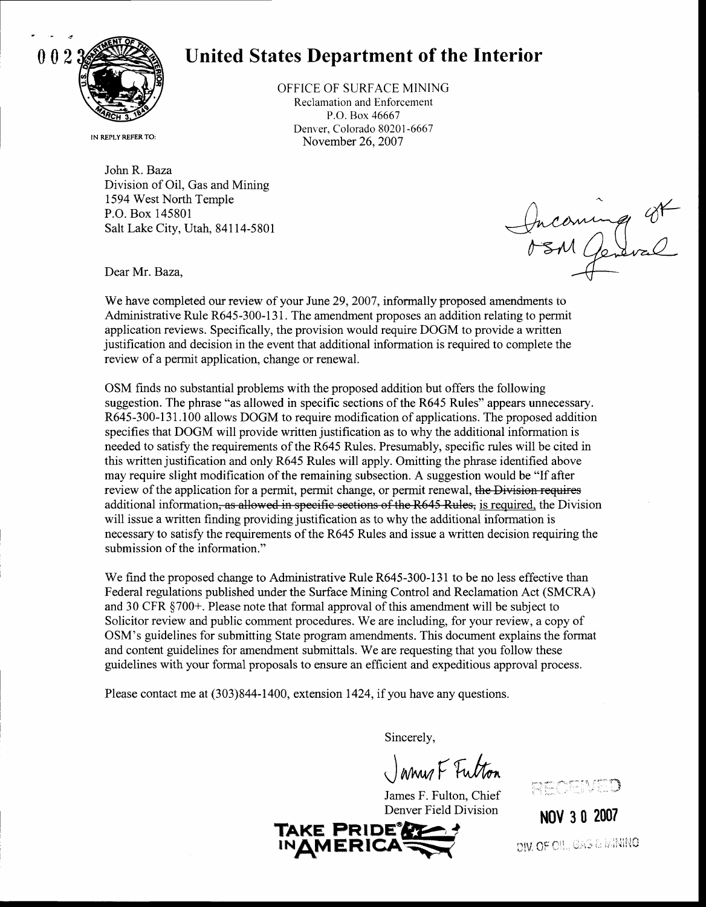0 0 2 3

# United States Department of the Interior

OFFICE OF SURFACE MINING
Reclamation and Enforcement
P.O. Box 46667
Denver, Colorado 80201-6667
November 26, 2007

IN REPLY REFER TO:

John R. Baza
Division of Oil, Gas and Mining
1594 West North Temple
P.O. Box 145801
Salt Lake City, Utah, 84114-5801

Incoming of OSM General

Dear Mr. Baza,

We have completed our review of your June 29, 2007, informally proposed amendments to Administrative Rule R645-300-131. The amendment proposes an addition relating to permit application reviews. Specifically, the provision would require DOGM to provide a written justification and decision in the event that additional information is required to complete the review of a permit application, change or renewal.

OSM finds no substantial problems with the proposed addition but offers the following suggestion. The phrase "as allowed in specific sections of the R645 Rules" appears unnecessary. R645-300-131.100 allows DOGM to require modification of applications. The proposed addition specifies that DOGM will provide written justification as to why the additional information is needed to satisfy the requirements of the R645 Rules. Presumably, specific rules will be cited in this written justification and only R645 Rules will apply. Omitting the phrase identified above may require slight modification of the remaining subsection. A suggestion would be "If after review of the application for a permit, permit change, or permit renewal, ~~the Division requires~~ additional information~~, as allowed in specific sections of the R645 Rules,~~ <u>is required,</u> the Division will issue a written finding providing justification as to why the additional information is necessary to satisfy the requirements of the R645 Rules and issue a written decision requiring the submission of the information."

We find the proposed change to Administrative Rule R645-300-131 to be no less effective than Federal regulations published under the Surface Mining Control and Reclamation Act (SMCRA) and 30 CFR §700+. Please note that formal approval of this amendment will be subject to Solicitor review and public comment procedures. We are including, for your review, a copy of OSM's guidelines for submitting State program amendments. This document explains the format and content guidelines for amendment submittals. We are requesting that you follow these guidelines with your formal proposals to ensure an efficient and expeditious approval process.

Please contact me at (303)844-1400, extension 1424, if you have any questions.

Sincerely,

James F. Fulton

James F. Fulton, Chief
Denver Field Division

TAKE PRIDE IN AMERICA

RECEIVED
NOV 30 2007
DIV. OF OIL, GAS & MINING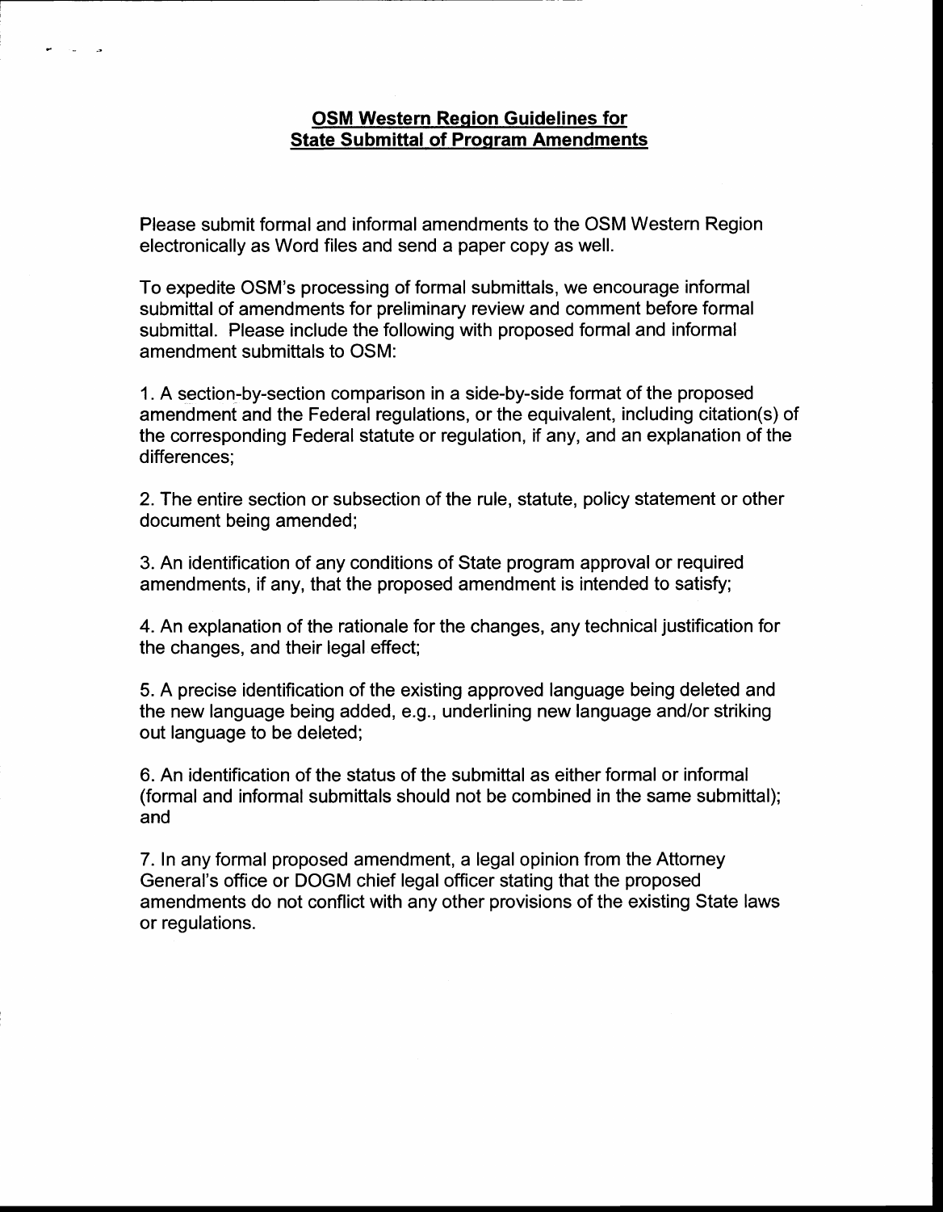## OSM Western Region Guidelines for State Submittal of Program Amendments

Please submit formal and informal amendments to the OSM Western Region electronically as Word files and send a paper copy as well.

To expedite OSM's processing of formal submittals, we encourage informal submittal of amendments for preliminary review and comment before formal submittal. Please include the following with proposed formal and informal amendment submittals to OSM:

1. A section-by-section comparison in a side-by-side format of the proposed amendment and the Federal regulations, or the equivalent, including citation(s) of the corresponding Federal statute or regulation, if any, and an explanation of the differences;

2. The entire section or subsection of the rule, statute, policy statement or other document being amended;

3. An identification of any conditions of State program approval or required amendments, if any, that the proposed amendment is intended to satisfy;

4. An explanation of the rationale for the changes, any technical justification for the changes, and their legal effect;

5. A precise identification of the existing approved language being deleted and the new language being added, e.g., underlining new language and/or striking out language to be deleted;

6. An identification of the status of the submittal as either formal or informal (formal and informal submittals should not be combined in the same submittal); and

7. In any formal proposed amendment, a legal opinion from the Attorney General's office or DOGM chief legal officer stating that the proposed amendments do not conflict with any other provisions of the existing State laws or regulations.